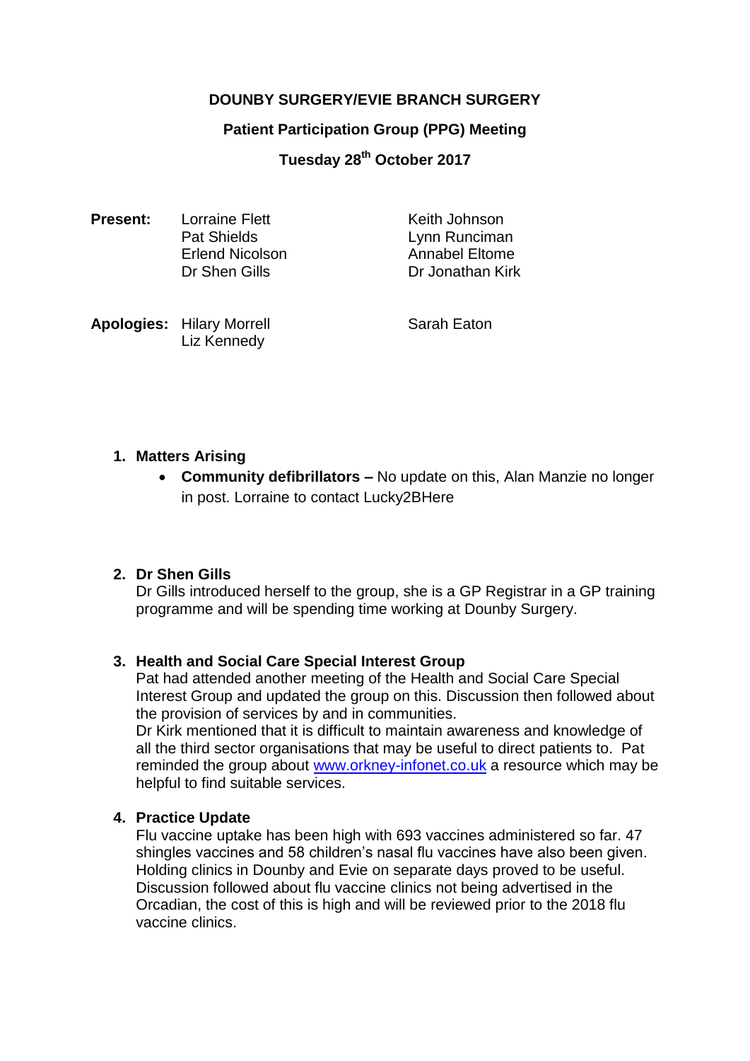**DOUNBY SURGERY/EVIE BRANCH SURGERY**

**Patient Participation Group (PPG) Meeting**

**Tuesday 28th October 2017**

**Present:** Lorraine Flett, Pat Shields, Erlend Nicolson, Dr Shen Gills, Keith Johnson, Lynn Runciman, Annabel Eltome, Dr Jonathan Kirk

**Apologies:** Hilary Morrell, Liz Kennedy, Sarah Eaton

1. **Matters Arising**
   - **Community defibrillators –** No update on this, Alan Manzie no longer in post. Lorraine to contact Lucky2BHere

2. **Dr Shen Gills**

   Dr Gills introduced herself to the group, she is a GP Registrar in a GP training programme and will be spending time working at Dounby Surgery.

3. **Health and Social Care Special Interest Group**

   Pat had attended another meeting of the Health and Social Care Special Interest Group and updated the group on this. Discussion then followed about the provision of services by and in communities.

   Dr Kirk mentioned that it is difficult to maintain awareness and knowledge of all the third sector organisations that may be useful to direct patients to. Pat reminded the group about www.orkney-infonet.co.uk a resource which may be helpful to find suitable services.

4. **Practice Update**

   Flu vaccine uptake has been high with 693 vaccines administered so far. 47 shingles vaccines and 58 children's nasal flu vaccines have also been given. Holding clinics in Dounby and Evie on separate days proved to be useful. Discussion followed about flu vaccine clinics not being advertised in the Orcadian, the cost of this is high and will be reviewed prior to the 2018 flu vaccine clinics.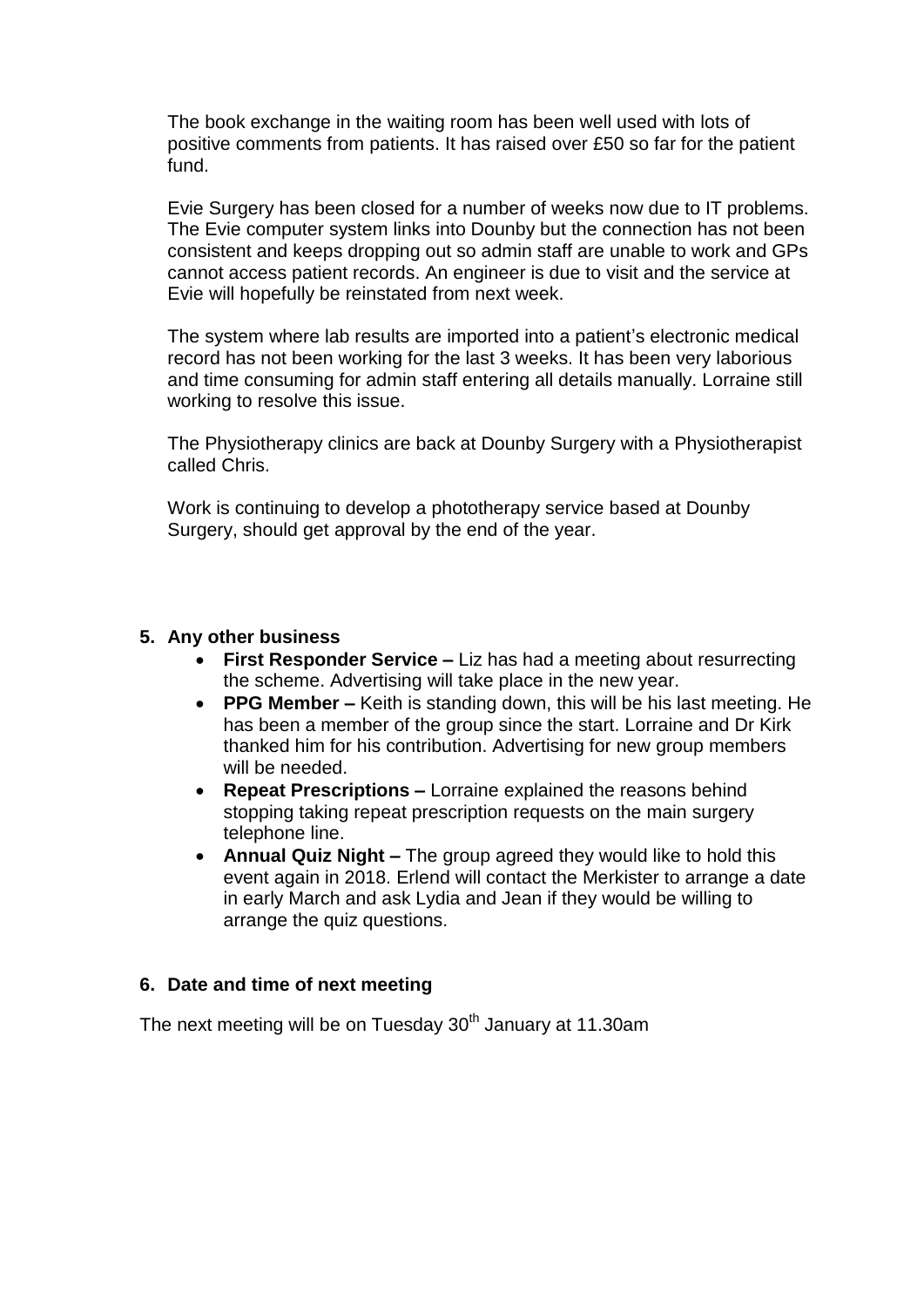The book exchange in the waiting room has been well used with lots of positive comments from patients. It has raised over £50 so far for the patient fund.

Evie Surgery has been closed for a number of weeks now due to IT problems. The Evie computer system links into Dounby but the connection has not been consistent and keeps dropping out so admin staff are unable to work and GPs cannot access patient records. An engineer is due to visit and the service at Evie will hopefully be reinstated from next week.

The system where lab results are imported into a patient's electronic medical record has not been working for the last 3 weeks. It has been very laborious and time consuming for admin staff entering all details manually. Lorraine still working to resolve this issue.

The Physiotherapy clinics are back at Dounby Surgery with a Physiotherapist called Chris.

Work is continuing to develop a phototherapy service based at Dounby Surgery, should get approval by the end of the year.

**5. Any other business**

- **First Responder Service –** Liz has had a meeting about resurrecting the scheme. Advertising will take place in the new year.
- **PPG Member –** Keith is standing down, this will be his last meeting. He has been a member of the group since the start. Lorraine and Dr Kirk thanked him for his contribution. Advertising for new group members will be needed.
- **Repeat Prescriptions –** Lorraine explained the reasons behind stopping taking repeat prescription requests on the main surgery telephone line.
- **Annual Quiz Night –** The group agreed they would like to hold this event again in 2018. Erlend will contact the Merkister to arrange a date in early March and ask Lydia and Jean if they would be willing to arrange the quiz questions.

**6. Date and time of next meeting**

The next meeting will be on Tuesday 30th January at 11.30am